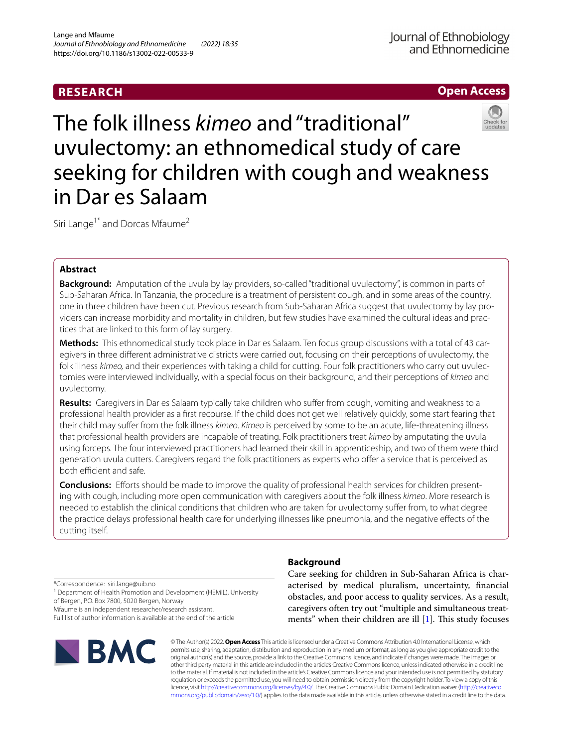RESEARCH

Open Access

# The folk illness *kimeo* and "traditional" uvulectomy: an ethnomedical study of care seeking for children with cough and weakness in Dar es Salaam

Siri Lange[1*] and Dorcas Mfaume[2]

## Abstract

**Background:** Amputation of the uvula by lay providers, so-called "traditional uvulectomy", is common in parts of Sub-Saharan Africa. In Tanzania, the procedure is a treatment of persistent cough, and in some areas of the country, one in three children have been cut. Previous research from Sub-Saharan Africa suggest that uvulectomy by lay providers can increase morbidity and mortality in children, but few studies have examined the cultural ideas and practices that are linked to this form of lay surgery.

**Methods:** This ethnomedical study took place in Dar es Salaam. Ten focus group discussions with a total of 43 caregivers in three different administrative districts were carried out, focusing on their perceptions of uvulectomy, the folk illness *kimeo,* and their experiences with taking a child for cutting. Four folk practitioners who carry out uvulectomies were interviewed individually, with a special focus on their background, and their perceptions of *kimeo* and uvulectomy.

**Results:** Caregivers in Dar es Salaam typically take children who suffer from cough, vomiting and weakness to a professional health provider as a first recourse. If the child does not get well relatively quickly, some start fearing that their child may suffer from the folk illness *kimeo*. *Kimeo* is perceived by some to be an acute, life-threatening illness that professional health providers are incapable of treating. Folk practitioners treat *kimeo* by amputating the uvula using forceps. The four interviewed practitioners had learned their skill in apprenticeship, and two of them were third generation uvula cutters. Caregivers regard the folk practitioners as experts who offer a service that is perceived as both efficient and safe.

**Conclusions:** Efforts should be made to improve the quality of professional health services for children presenting with cough, including more open communication with caregivers about the folk illness *kimeo*. More research is needed to establish the clinical conditions that children who are taken for uvulectomy suffer from, to what degree the practice delays professional health care for underlying illnesses like pneumonia, and the negative effects of the cutting itself.

*Correspondence: siri.lange@uib.no

[1] Department of Health Promotion and Development (HEMIL), University of Bergen, P.O. Box 7800, 5020 Bergen, Norway

Mfaume is an independent researcher/research assistant.

Full list of author information is available at the end of the article

## Background

Care seeking for children in Sub-Saharan Africa is characterised by medical pluralism, uncertainty, financial obstacles, and poor access to quality services. As a result, caregivers often try out "multiple and simultaneous treatments" when their children are ill [1]. This study focuses

© The Author(s) 2022. **Open Access** This article is licensed under a Creative Commons Attribution 4.0 International License, which permits use, sharing, adaptation, distribution and reproduction in any medium or format, as long as you give appropriate credit to the original author(s) and the source, provide a link to the Creative Commons licence, and indicate if changes were made. The images or other third party material in this article are included in the article's Creative Commons licence, unless indicated otherwise in a credit line to the material. If material is not included in the article's Creative Commons licence and your intended use is not permitted by statutory regulation or exceeds the permitted use, you will need to obtain permission directly from the copyright holder. To view a copy of this licence, visit http://creativecommons.org/licenses/by/4.0/. The Creative Commons Public Domain Dedication waiver (http://creativecommons.org/publicdomain/zero/1.0/) applies to the data made available in this article, unless otherwise stated in a credit line to the data.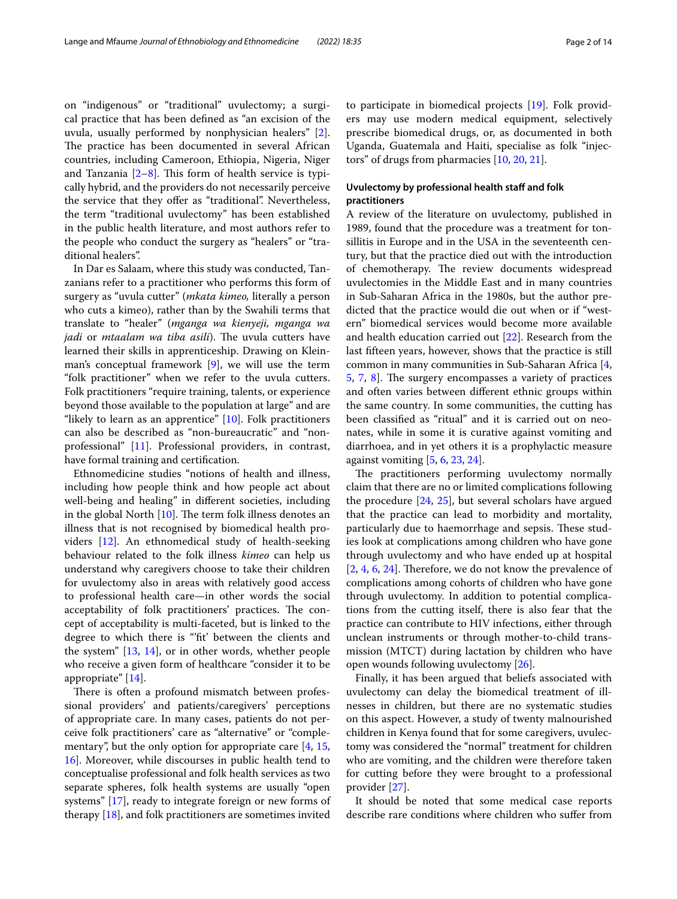on "indigenous" or "traditional" uvulectomy; a surgical practice that has been defined as "an excision of the uvula, usually performed by nonphysician healers" [2]. The practice has been documented in several African countries, including Cameroon, Ethiopia, Nigeria, Niger and Tanzania [2–8]. This form of health service is typically hybrid, and the providers do not necessarily perceive the service that they offer as "traditional". Nevertheless, the term "traditional uvulectomy" has been established in the public health literature, and most authors refer to the people who conduct the surgery as "healers" or "traditional healers".

In Dar es Salaam, where this study was conducted, Tanzanians refer to a practitioner who performs this form of surgery as "uvula cutter" (*mkata kimeo,* literally a person who cuts a kimeo), rather than by the Swahili terms that translate to "healer" (*mganga wa kienyeji, mganga wa jadi* or *mtaalam wa tiba asili*). The uvula cutters have learned their skills in apprenticeship. Drawing on Kleinman's conceptual framework [9], we will use the term "folk practitioner" when we refer to the uvula cutters. Folk practitioners "require training, talents, or experience beyond those available to the population at large" and are "likely to learn as an apprentice" [10]. Folk practitioners can also be described as "non-bureaucratic" and "non-professional" [11]. Professional providers, in contrast, have formal training and certification.

Ethnomedicine studies "notions of health and illness, including how people think and how people act about well-being and healing" in different societies, including in the global North [10]. The term folk illness denotes an illness that is not recognised by biomedical health providers [12]. An ethnomedical study of health-seeking behaviour related to the folk illness *kimeo* can help us understand why caregivers choose to take their children for uvulectomy also in areas with relatively good access to professional health care—in other words the social acceptability of folk practitioners' practices. The concept of acceptability is multi-faceted, but is linked to the degree to which there is "'fit' between the clients and the system" [13, 14], or in other words, whether people who receive a given form of healthcare "consider it to be appropriate" [14].

There is often a profound mismatch between professional providers' and patients/caregivers' perceptions of appropriate care. In many cases, patients do not perceive folk practitioners' care as "alternative" or "complementary", but the only option for appropriate care [4, 15, 16]. Moreover, while discourses in public health tend to conceptualise professional and folk health services as two separate spheres, folk health systems are usually "open systems" [17], ready to integrate foreign or new forms of therapy [18], and folk practitioners are sometimes invited to participate in biomedical projects [19]. Folk providers may use modern medical equipment, selectively prescribe biomedical drugs, or, as documented in both Uganda, Guatemala and Haiti, specialise as folk "injectors" of drugs from pharmacies [10, 20, 21].

### Uvulectomy by professional health staff and folk practitioners

A review of the literature on uvulectomy, published in 1989, found that the procedure was a treatment for tonsillitis in Europe and in the USA in the seventeenth century, but that the practice died out with the introduction of chemotherapy. The review documents widespread uvulectomies in the Middle East and in many countries in Sub-Saharan Africa in the 1980s, but the author predicted that the practice would die out when or if "western" biomedical services would become more available and health education carried out [22]. Research from the last fifteen years, however, shows that the practice is still common in many communities in Sub-Saharan Africa [4, 5, 7, 8]. The surgery encompasses a variety of practices and often varies between different ethnic groups within the same country. In some communities, the cutting has been classified as "ritual" and it is carried out on neonates, while in some it is curative against vomiting and diarrhoea, and in yet others it is a prophylactic measure against vomiting [5, 6, 23, 24].

The practitioners performing uvulectomy normally claim that there are no or limited complications following the procedure [24, 25], but several scholars have argued that the practice can lead to morbidity and mortality, particularly due to haemorrhage and sepsis. These studies look at complications among children who have gone through uvulectomy and who have ended up at hospital [2, 4, 6, 24]. Therefore, we do not know the prevalence of complications among cohorts of children who have gone through uvulectomy. In addition to potential complications from the cutting itself, there is also fear that the practice can contribute to HIV infections, either through unclean instruments or through mother-to-child transmission (MTCT) during lactation by children who have open wounds following uvulectomy [26].

Finally, it has been argued that beliefs associated with uvulectomy can delay the biomedical treatment of illnesses in children, but there are no systematic studies on this aspect. However, a study of twenty malnourished children in Kenya found that for some caregivers, uvulectomy was considered the "normal" treatment for children who are vomiting, and the children were therefore taken for cutting before they were brought to a professional provider [27].

It should be noted that some medical case reports describe rare conditions where children who suffer from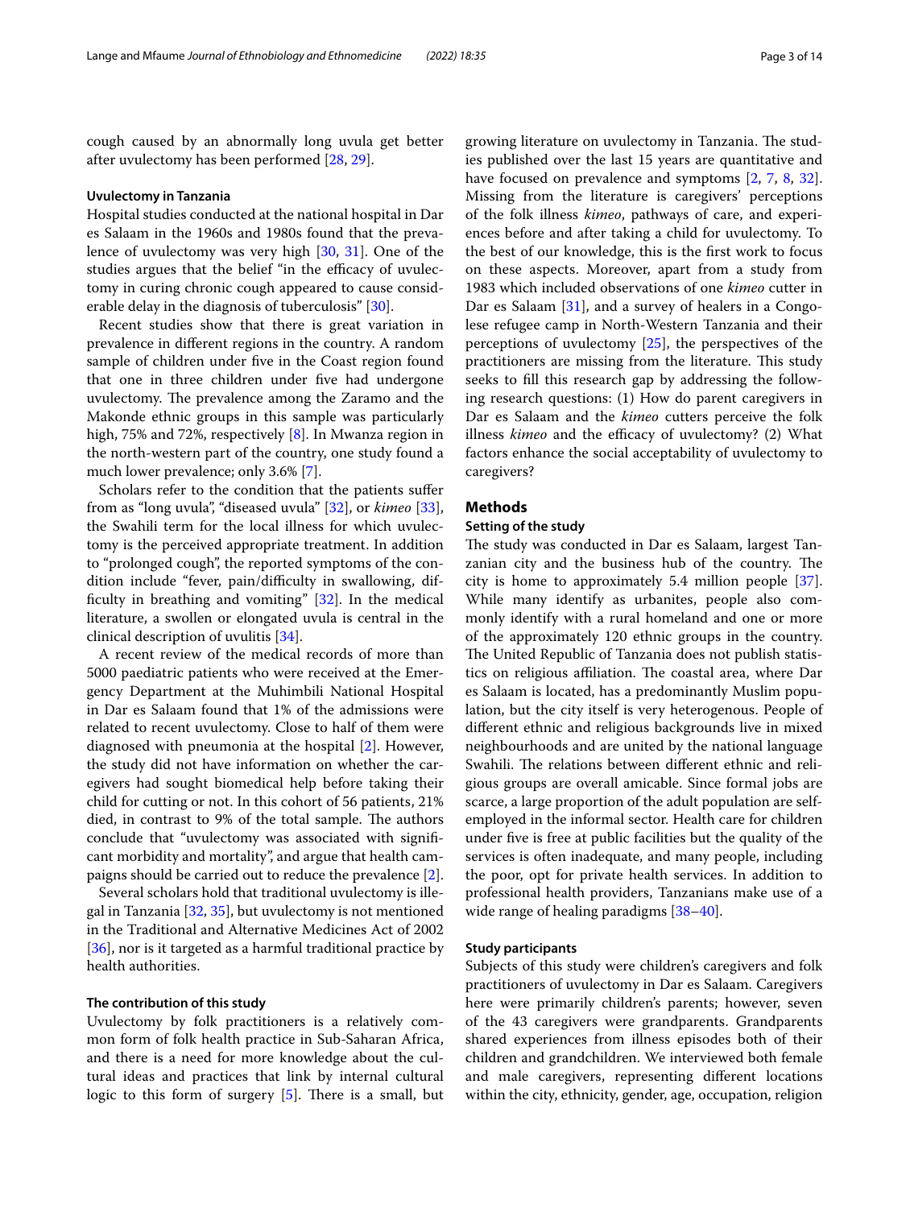cough caused by an abnormally long uvula get better after uvulectomy has been performed [28, 29].

### Uvulectomy in Tanzania

Hospital studies conducted at the national hospital in Dar es Salaam in the 1960s and 1980s found that the prevalence of uvulectomy was very high [30, 31]. One of the studies argues that the belief "in the efficacy of uvulectomy in curing chronic cough appeared to cause considerable delay in the diagnosis of tuberculosis" [30].

Recent studies show that there is great variation in prevalence in different regions in the country. A random sample of children under five in the Coast region found that one in three children under five had undergone uvulectomy. The prevalence among the Zaramo and the Makonde ethnic groups in this sample was particularly high, 75% and 72%, respectively [8]. In Mwanza region in the north-western part of the country, one study found a much lower prevalence; only 3.6% [7].

Scholars refer to the condition that the patients suffer from as "long uvula", "diseased uvula" [32], or *kimeo* [33], the Swahili term for the local illness for which uvulectomy is the perceived appropriate treatment. In addition to "prolonged cough", the reported symptoms of the condition include "fever, pain/difficulty in swallowing, difficulty in breathing and vomiting" [32]. In the medical literature, a swollen or elongated uvula is central in the clinical description of uvulitis [34].

A recent review of the medical records of more than 5000 paediatric patients who were received at the Emergency Department at the Muhimbili National Hospital in Dar es Salaam found that 1% of the admissions were related to recent uvulectomy. Close to half of them were diagnosed with pneumonia at the hospital [2]. However, the study did not have information on whether the caregivers had sought biomedical help before taking their child for cutting or not. In this cohort of 56 patients, 21% died, in contrast to 9% of the total sample. The authors conclude that "uvulectomy was associated with significant morbidity and mortality", and argue that health campaigns should be carried out to reduce the prevalence [2].

Several scholars hold that traditional uvulectomy is illegal in Tanzania [32, 35], but uvulectomy is not mentioned in the Traditional and Alternative Medicines Act of 2002 [36], nor is it targeted as a harmful traditional practice by health authorities.

### The contribution of this study

Uvulectomy by folk practitioners is a relatively common form of folk health practice in Sub-Saharan Africa, and there is a need for more knowledge about the cultural ideas and practices that link by internal cultural logic to this form of surgery [5]. There is a small, but growing literature on uvulectomy in Tanzania. The studies published over the last 15 years are quantitative and have focused on prevalence and symptoms [2, 7, 8, 32]. Missing from the literature is caregivers' perceptions of the folk illness *kimeo*, pathways of care, and experiences before and after taking a child for uvulectomy. To the best of our knowledge, this is the first work to focus on these aspects. Moreover, apart from a study from 1983 which included observations of one *kimeo* cutter in Dar es Salaam [31], and a survey of healers in a Congolese refugee camp in North-Western Tanzania and their perceptions of uvulectomy [25], the perspectives of the practitioners are missing from the literature. This study seeks to fill this research gap by addressing the following research questions: (1) How do parent caregivers in Dar es Salaam and the *kimeo* cutters perceive the folk illness *kimeo* and the efficacy of uvulectomy? (2) What factors enhance the social acceptability of uvulectomy to caregivers?

## Methods

### Setting of the study

The study was conducted in Dar es Salaam, largest Tanzanian city and the business hub of the country. The city is home to approximately 5.4 million people [37]. While many identify as urbanites, people also commonly identify with a rural homeland and one or more of the approximately 120 ethnic groups in the country. The United Republic of Tanzania does not publish statistics on religious affiliation. The coastal area, where Dar es Salaam is located, has a predominantly Muslim population, but the city itself is very heterogenous. People of different ethnic and religious backgrounds live in mixed neighbourhoods and are united by the national language Swahili. The relations between different ethnic and religious groups are overall amicable. Since formal jobs are scarce, a large proportion of the adult population are self-employed in the informal sector. Health care for children under five is free at public facilities but the quality of the services is often inadequate, and many people, including the poor, opt for private health services. In addition to professional health providers, Tanzanians make use of a wide range of healing paradigms [38–40].

### Study participants

Subjects of this study were children's caregivers and folk practitioners of uvulectomy in Dar es Salaam. Caregivers here were primarily children's parents; however, seven of the 43 caregivers were grandparents. Grandparents shared experiences from illness episodes both of their children and grandchildren. We interviewed both female and male caregivers, representing different locations within the city, ethnicity, gender, age, occupation, religion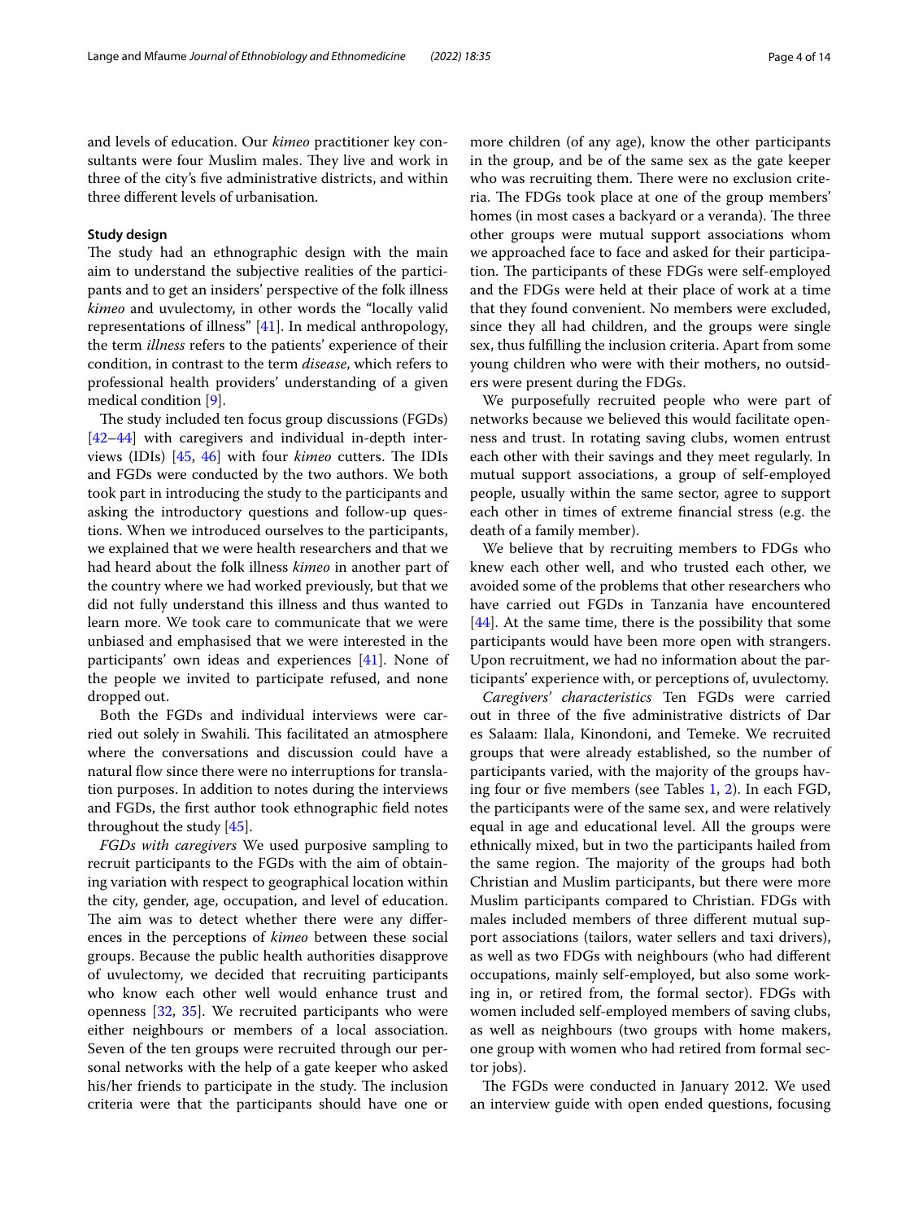and levels of education. Our *kimeo* practitioner key consultants were four Muslim males. They live and work in three of the city's five administrative districts, and within three different levels of urbanisation.

### Study design

The study had an ethnographic design with the main aim to understand the subjective realities of the participants and to get an insiders' perspective of the folk illness *kimeo* and uvulectomy, in other words the "locally valid representations of illness" [41]. In medical anthropology, the term *illness* refers to the patients' experience of their condition, in contrast to the term *disease*, which refers to professional health providers' understanding of a given medical condition [9].

The study included ten focus group discussions (FGDs) [42–44] with caregivers and individual in-depth interviews (IDIs) [45, 46] with four *kimeo* cutters. The IDIs and FGDs were conducted by the two authors. We both took part in introducing the study to the participants and asking the introductory questions and follow-up questions. When we introduced ourselves to the participants, we explained that we were health researchers and that we had heard about the folk illness *kimeo* in another part of the country where we had worked previously, but that we did not fully understand this illness and thus wanted to learn more. We took care to communicate that we were unbiased and emphasised that we were interested in the participants' own ideas and experiences [41]. None of the people we invited to participate refused, and none dropped out.

Both the FGDs and individual interviews were carried out solely in Swahili. This facilitated an atmosphere where the conversations and discussion could have a natural flow since there were no interruptions for translation purposes. In addition to notes during the interviews and FGDs, the first author took ethnographic field notes throughout the study [45].

*FGDs with caregivers* We used purposive sampling to recruit participants to the FGDs with the aim of obtaining variation with respect to geographical location within the city, gender, age, occupation, and level of education. The aim was to detect whether there were any differences in the perceptions of *kimeo* between these social groups. Because the public health authorities disapprove of uvulectomy, we decided that recruiting participants who know each other well would enhance trust and openness [32, 35]. We recruited participants who were either neighbours or members of a local association. Seven of the ten groups were recruited through our personal networks with the help of a gate keeper who asked his/her friends to participate in the study. The inclusion criteria were that the participants should have one or more children (of any age), know the other participants in the group, and be of the same sex as the gate keeper who was recruiting them. There were no exclusion criteria. The FDGs took place at one of the group members' homes (in most cases a backyard or a veranda). The three other groups were mutual support associations whom we approached face to face and asked for their participation. The participants of these FDGs were self-employed and the FDGs were held at their place of work at a time that they found convenient. No members were excluded, since they all had children, and the groups were single sex, thus fulfilling the inclusion criteria. Apart from some young children who were with their mothers, no outsiders were present during the FDGs.

We purposefully recruited people who were part of networks because we believed this would facilitate openness and trust. In rotating saving clubs, women entrust each other with their savings and they meet regularly. In mutual support associations, a group of self-employed people, usually within the same sector, agree to support each other in times of extreme financial stress (e.g. the death of a family member).

We believe that by recruiting members to FDGs who knew each other well, and who trusted each other, we avoided some of the problems that other researchers who have carried out FGDs in Tanzania have encountered [44]. At the same time, there is the possibility that some participants would have been more open with strangers. Upon recruitment, we had no information about the participants' experience with, or perceptions of, uvulectomy.

*Caregivers' characteristics* Ten FGDs were carried out in three of the five administrative districts of Dar es Salaam: Ilala, Kinondoni, and Temeke. We recruited groups that were already established, so the number of participants varied, with the majority of the groups having four or five members (see Tables 1, 2). In each FGD, the participants were of the same sex, and were relatively equal in age and educational level. All the groups were ethnically mixed, but in two the participants hailed from the same region. The majority of the groups had both Christian and Muslim participants, but there were more Muslim participants compared to Christian. FDGs with males included members of three different mutual support associations (tailors, water sellers and taxi drivers), as well as two FDGs with neighbours (who had different occupations, mainly self-employed, but also some working in, or retired from, the formal sector). FDGs with women included self-employed members of saving clubs, as well as neighbours (two groups with home makers, one group with women who had retired from formal sector jobs).

The FGDs were conducted in January 2012. We used an interview guide with open ended questions, focusing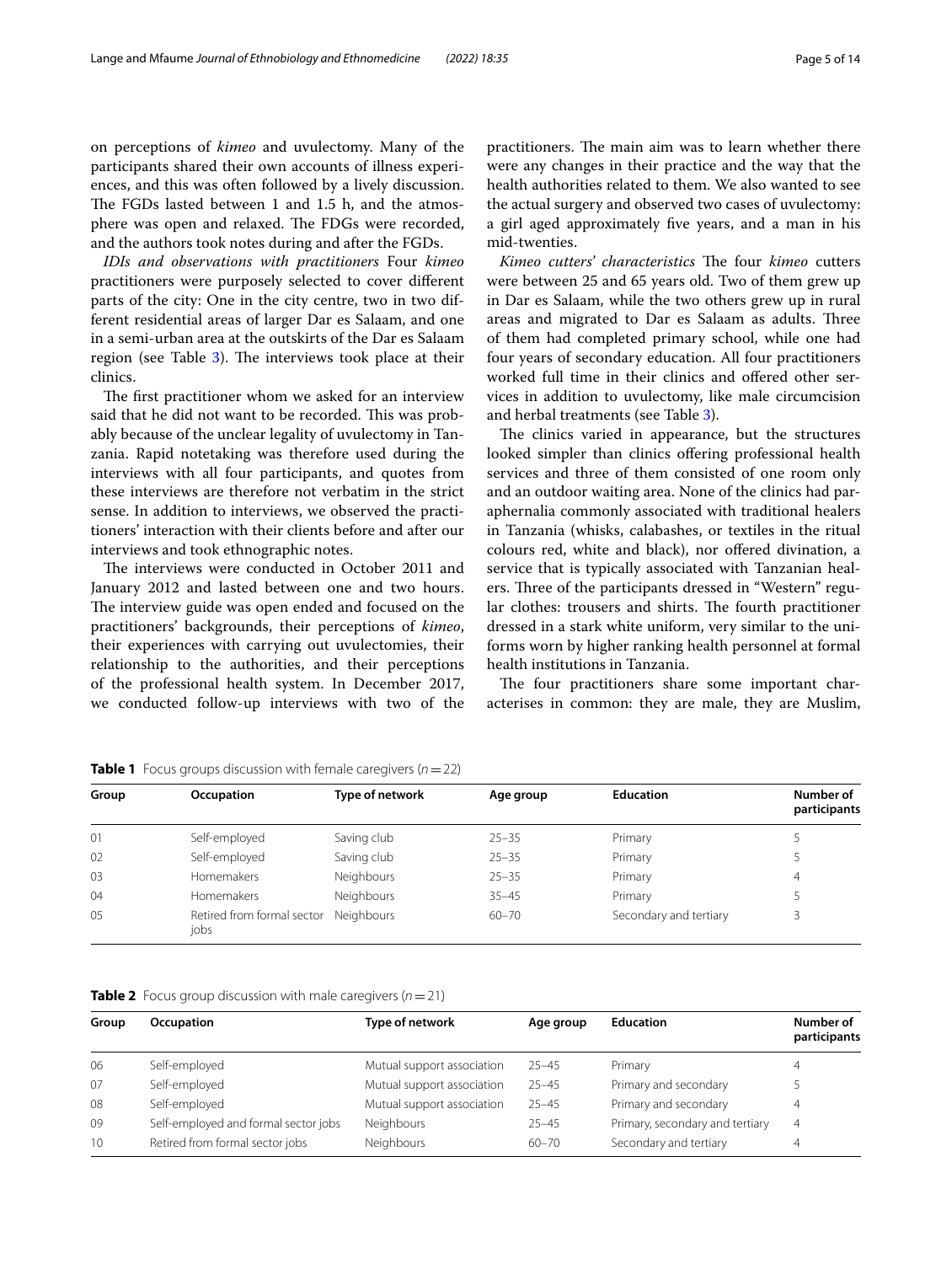on perceptions of *kimeo* and uvulectomy. Many of the participants shared their own accounts of illness experiences, and this was often followed by a lively discussion. The FGDs lasted between 1 and 1.5 h, and the atmosphere was open and relaxed. The FDGs were recorded, and the authors took notes during and after the FGDs.

*IDIs and observations with practitioners* Four *kimeo* practitioners were purposely selected to cover different parts of the city: One in the city centre, two in two different residential areas of larger Dar es Salaam, and one in a semi-urban area at the outskirts of the Dar es Salaam region (see Table 3). The interviews took place at their clinics.

The first practitioner whom we asked for an interview said that he did not want to be recorded. This was probably because of the unclear legality of uvulectomy in Tanzania. Rapid notetaking was therefore used during the interviews with all four participants, and quotes from these interviews are therefore not verbatim in the strict sense. In addition to interviews, we observed the practitioners' interaction with their clients before and after our interviews and took ethnographic notes.

The interviews were conducted in October 2011 and January 2012 and lasted between one and two hours. The interview guide was open ended and focused on the practitioners' backgrounds, their perceptions of *kimeo*, their experiences with carrying out uvulectomies, their relationship to the authorities, and their perceptions of the professional health system. In December 2017, we conducted follow-up interviews with two of the practitioners. The main aim was to learn whether there were any changes in their practice and the way that the health authorities related to them. We also wanted to see the actual surgery and observed two cases of uvulectomy: a girl aged approximately five years, and a man in his mid-twenties.

*Kimeo cutters' characteristics* The four *kimeo* cutters were between 25 and 65 years old. Two of them grew up in Dar es Salaam, while the two others grew up in rural areas and migrated to Dar es Salaam as adults. Three of them had completed primary school, while one had four years of secondary education. All four practitioners worked full time in their clinics and offered other services in addition to uvulectomy, like male circumcision and herbal treatments (see Table 3).

The clinics varied in appearance, but the structures looked simpler than clinics offering professional health services and three of them consisted of one room only and an outdoor waiting area. None of the clinics had paraphernalia commonly associated with traditional healers in Tanzania (whisks, calabashes, or textiles in the ritual colours red, white and black), nor offered divination, a service that is typically associated with Tanzanian healers. Three of the participants dressed in "Western" regular clothes: trousers and shirts. The fourth practitioner dressed in a stark white uniform, very similar to the uniforms worn by higher ranking health personnel at formal health institutions in Tanzania.

The four practitioners share some important characterises in common: they are male, they are Muslim,

**Table 1** Focus groups discussion with female caregivers ($n = 22$)

| Group | Occupation | Type of network | Age group | Education | Number of participants |
|---|---|---|---|---|---|
| 01 | Self-employed | Saving club | 25–35 | Primary | 5 |
| 02 | Self-employed | Saving club | 25–35 | Primary | 5 |
| 03 | Homemakers | Neighbours | 25–35 | Primary | 4 |
| 04 | Homemakers | Neighbours | 35–45 | Primary | 5 |
| 05 | Retired from formal sector jobs | Neighbours | 60–70 | Secondary and tertiary | 3 |

**Table 2** Focus group discussion with male caregivers ($n = 21$)

| Group | Occupation | Type of network | Age group | Education | Number of participants |
|---|---|---|---|---|---|
| 06 | Self-employed | Mutual support association | 25–45 | Primary | 4 |
| 07 | Self-employed | Mutual support association | 25–45 | Primary and secondary | 5 |
| 08 | Self-employed | Mutual support association | 25–45 | Primary and secondary | 4 |
| 09 | Self-employed and formal sector jobs | Neighbours | 25–45 | Primary, secondary and tertiary | 4 |
| 10 | Retired from formal sector jobs | Neighbours | 60–70 | Secondary and tertiary | 4 |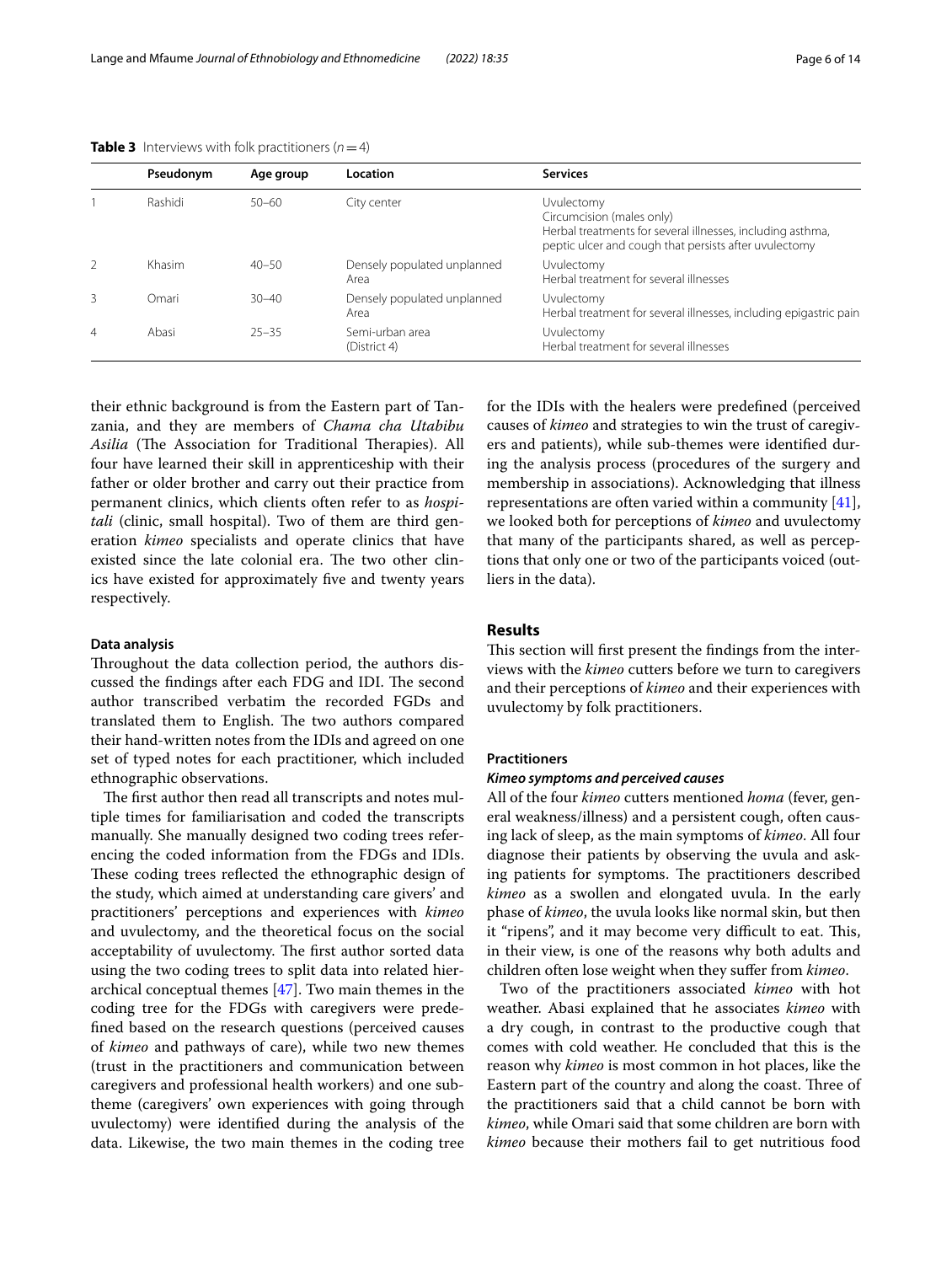**Table 3** Interviews with folk practitioners ($n = 4$)

| | Pseudonym | Age group | Location | Services |
|---|---|---|---|---|
| 1 | Rashidi | 50–60 | City center | Uvulectomy<br>Circumcision (males only)<br>Herbal treatments for several illnesses, including asthma, peptic ulcer and cough that persists after uvulectomy |
| 2 | Khasim | 40–50 | Densely populated unplanned Area | Uvulectomy<br>Herbal treatment for several illnesses |
| 3 | Omari | 30–40 | Densely populated unplanned Area | Uvulectomy<br>Herbal treatment for several illnesses, including epigastric pain |
| 4 | Abasi | 25–35 | Semi-urban area (District 4) | Uvulectomy<br>Herbal treatment for several illnesses |

their ethnic background is from the Eastern part of Tanzania, and they are members of *Chama cha Utabibu Asilia* (The Association for Traditional Therapies). All four have learned their skill in apprenticeship with their father or older brother and carry out their practice from permanent clinics, which clients often refer to as *hospitali* (clinic, small hospital). Two of them are third generation *kimeo* specialists and operate clinics that have existed since the late colonial era. The two other clinics have existed for approximately five and twenty years respectively.

#### Data analysis

Throughout the data collection period, the authors discussed the findings after each FDG and IDI. The second author transcribed verbatim the recorded FGDs and translated them to English. The two authors compared their hand-written notes from the IDIs and agreed on one set of typed notes for each practitioner, which included ethnographic observations.

The first author then read all transcripts and notes multiple times for familiarisation and coded the transcripts manually. She manually designed two coding trees referencing the coded information from the FDGs and IDIs. These coding trees reflected the ethnographic design of the study, which aimed at understanding care givers' and practitioners' perceptions and experiences with *kimeo* and uvulectomy, and the theoretical focus on the social acceptability of uvulectomy. The first author sorted data using the two coding trees to split data into related hierarchical conceptual themes [47]. Two main themes in the coding tree for the FDGs with caregivers were predefined based on the research questions (perceived causes of *kimeo* and pathways of care), while two new themes (trust in the practitioners and communication between caregivers and professional health workers) and one subtheme (caregivers' own experiences with going through uvulectomy) were identified during the analysis of the data. Likewise, the two main themes in the coding tree for the IDIs with the healers were predefined (perceived causes of *kimeo* and strategies to win the trust of caregivers and patients), while sub-themes were identified during the analysis process (procedures of the surgery and membership in associations). Acknowledging that illness representations are often varied within a community [41], we looked both for perceptions of *kimeo* and uvulectomy that many of the participants shared, as well as perceptions that only one or two of the participants voiced (outliers in the data).

## Results

This section will first present the findings from the interviews with the *kimeo* cutters before we turn to caregivers and their perceptions of *kimeo* and their experiences with uvulectomy by folk practitioners.

### Practitioners

#### *Kimeo symptoms and perceived causes*

All of the four *kimeo* cutters mentioned *homa* (fever, general weakness/illness) and a persistent cough, often causing lack of sleep, as the main symptoms of *kimeo*. All four diagnose their patients by observing the uvula and asking patients for symptoms. The practitioners described *kimeo* as a swollen and elongated uvula. In the early phase of *kimeo*, the uvula looks like normal skin, but then it "ripens", and it may become very difficult to eat. This, in their view, is one of the reasons why both adults and children often lose weight when they suffer from *kimeo*.

Two of the practitioners associated *kimeo* with hot weather. Abasi explained that he associates *kimeo* with a dry cough, in contrast to the productive cough that comes with cold weather. He concluded that this is the reason why *kimeo* is most common in hot places, like the Eastern part of the country and along the coast. Three of the practitioners said that a child cannot be born with *kimeo*, while Omari said that some children are born with *kimeo* because their mothers fail to get nutritious food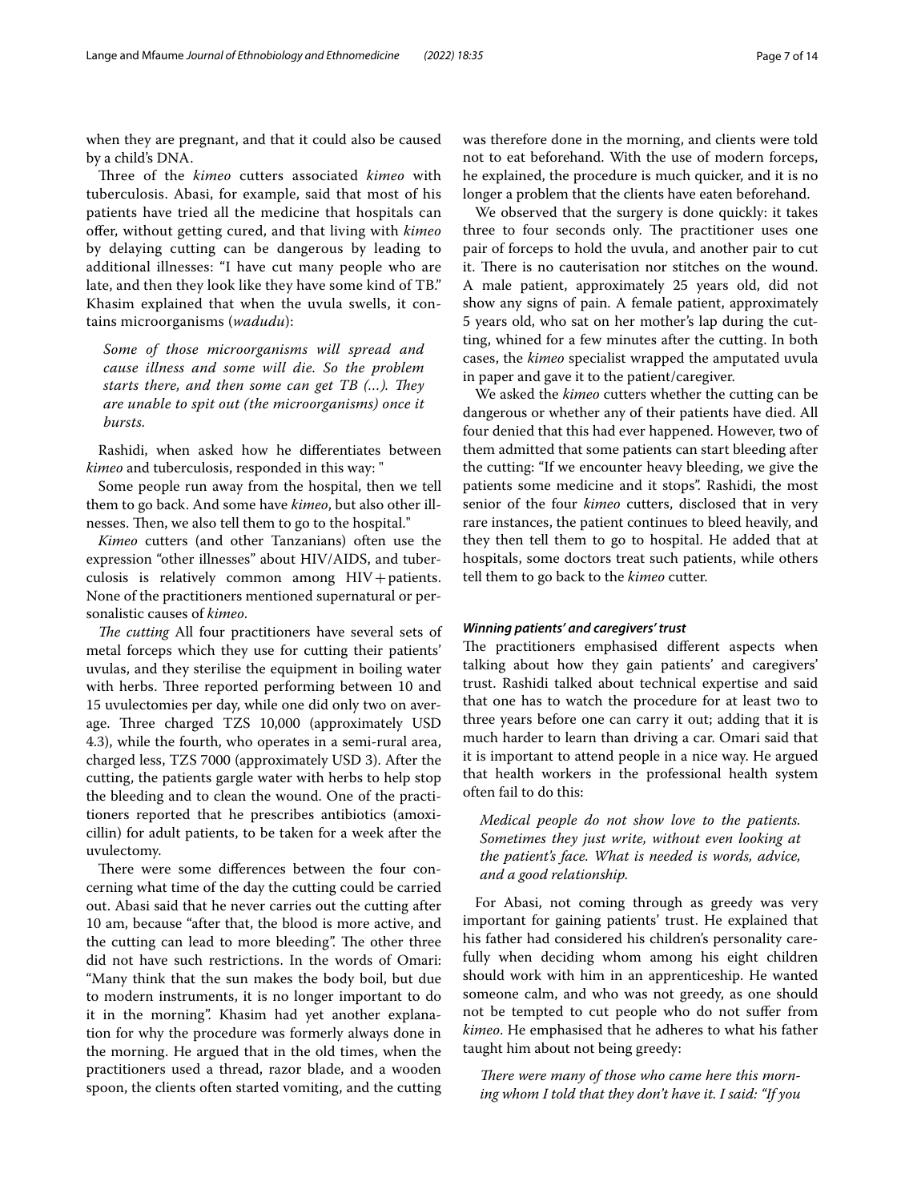when they are pregnant, and that it could also be caused by a child's DNA.

Three of the *kimeo* cutters associated *kimeo* with tuberculosis. Abasi, for example, said that most of his patients have tried all the medicine that hospitals can offer, without getting cured, and that living with *kimeo* by delaying cutting can be dangerous by leading to additional illnesses: "I have cut many people who are late, and then they look like they have some kind of TB." Khasim explained that when the uvula swells, it contains microorganisms (*wadudu*):

> *Some of those microorganisms will spread and cause illness and some will die. So the problem starts there, and then some can get TB (…). They are unable to spit out (the microorganisms) once it bursts.*

Rashidi, when asked how he differentiates between *kimeo* and tuberculosis, responded in this way: "

Some people run away from the hospital, then we tell them to go back. And some have *kimeo*, but also other illnesses. Then, we also tell them to go to the hospital."

*Kimeo* cutters (and other Tanzanians) often use the expression "other illnesses" about HIV/AIDS, and tuberculosis is relatively common among HIV + patients. None of the practitioners mentioned supernatural or personalistic causes of *kimeo*.

*The cutting* All four practitioners have several sets of metal forceps which they use for cutting their patients' uvulas, and they sterilise the equipment in boiling water with herbs. Three reported performing between 10 and 15 uvulectomies per day, while one did only two on average. Three charged TZS 10,000 (approximately USD 4.3), while the fourth, who operates in a semi-rural area, charged less, TZS 7000 (approximately USD 3). After the cutting, the patients gargle water with herbs to help stop the bleeding and to clean the wound. One of the practitioners reported that he prescribes antibiotics (amoxicillin) for adult patients, to be taken for a week after the uvulectomy.

There were some differences between the four concerning what time of the day the cutting could be carried out. Abasi said that he never carries out the cutting after 10 am, because "after that, the blood is more active, and the cutting can lead to more bleeding". The other three did not have such restrictions. In the words of Omari: "Many think that the sun makes the body boil, but due to modern instruments, it is no longer important to do it in the morning". Khasim had yet another explanation for why the procedure was formerly always done in the morning. He argued that in the old times, when the practitioners used a thread, razor blade, and a wooden spoon, the clients often started vomiting, and the cutting was therefore done in the morning, and clients were told not to eat beforehand. With the use of modern forceps, he explained, the procedure is much quicker, and it is no longer a problem that the clients have eaten beforehand.

We observed that the surgery is done quickly: it takes three to four seconds only. The practitioner uses one pair of forceps to hold the uvula, and another pair to cut it. There is no cauterisation nor stitches on the wound. A male patient, approximately 25 years old, did not show any signs of pain. A female patient, approximately 5 years old, who sat on her mother's lap during the cutting, whined for a few minutes after the cutting. In both cases, the *kimeo* specialist wrapped the amputated uvula in paper and gave it to the patient/caregiver.

We asked the *kimeo* cutters whether the cutting can be dangerous or whether any of their patients have died. All four denied that this had ever happened. However, two of them admitted that some patients can start bleeding after the cutting: "If we encounter heavy bleeding, we give the patients some medicine and it stops". Rashidi, the most senior of the four *kimeo* cutters, disclosed that in very rare instances, the patient continues to bleed heavily, and they then tell them to go to hospital. He added that at hospitals, some doctors treat such patients, while others tell them to go back to the *kimeo* cutter.

#### Winning patients' and caregivers' trust

The practitioners emphasised different aspects when talking about how they gain patients' and caregivers' trust. Rashidi talked about technical expertise and said that one has to watch the procedure for at least two to three years before one can carry it out; adding that it is much harder to learn than driving a car. Omari said that it is important to attend people in a nice way. He argued that health workers in the professional health system often fail to do this:

> *Medical people do not show love to the patients. Sometimes they just write, without even looking at the patient's face. What is needed is words, advice, and a good relationship.*

For Abasi, not coming through as greedy was very important for gaining patients' trust. He explained that his father had considered his children's personality carefully when deciding whom among his eight children should work with him in an apprenticeship. He wanted someone calm, and who was not greedy, as one should not be tempted to cut people who do not suffer from *kimeo*. He emphasised that he adheres to what his father taught him about not being greedy:

> *There were many of those who came here this morning whom I told that they don't have it. I said: "If you*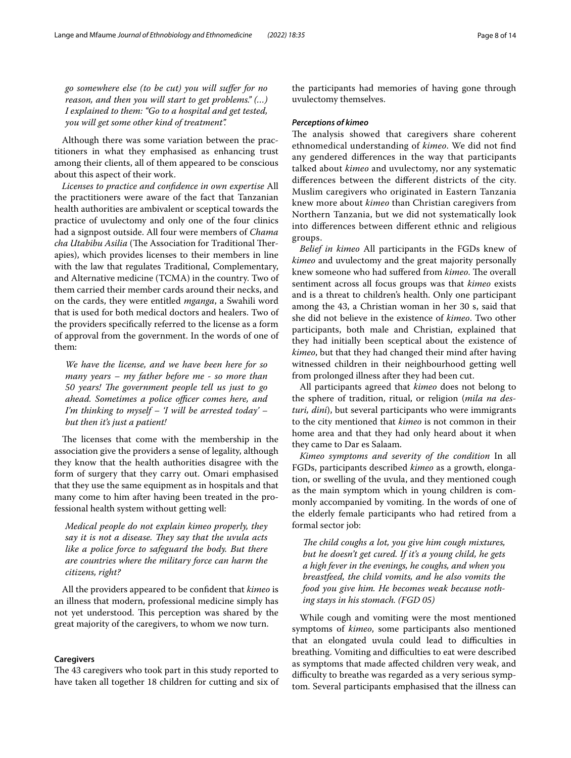*go somewhere else (to be cut) you will suffer for no reason, and then you will start to get problems." (…) I explained to them: "Go to a hospital and get tested, you will get some other kind of treatment".*

Although there was some variation between the practitioners in what they emphasised as enhancing trust among their clients, all of them appeared to be conscious about this aspect of their work.

*Licenses to practice and confidence in own expertise* All the practitioners were aware of the fact that Tanzanian health authorities are ambivalent or sceptical towards the practice of uvulectomy and only one of the four clinics had a signpost outside. All four were members of *Chama cha Utabibu Asilia* (The Association for Traditional Therapies), which provides licenses to their members in line with the law that regulates Traditional, Complementary, and Alternative medicine (TCMA) in the country. Two of them carried their member cards around their necks, and on the cards, they were entitled *mganga*, a Swahili word that is used for both medical doctors and healers. Two of the providers specifically referred to the license as a form of approval from the government. In the words of one of them:

> *We have the license, and we have been here for so many years – my father before me - so more than 50 years! The government people tell us just to go ahead. Sometimes a police officer comes here, and I'm thinking to myself – 'I will be arrested today' – but then it's just a patient!*

The licenses that come with the membership in the association give the providers a sense of legality, although they know that the health authorities disagree with the form of surgery that they carry out. Omari emphasised that they use the same equipment as in hospitals and that many come to him after having been treated in the professional health system without getting well:

> *Medical people do not explain kimeo properly, they say it is not a disease. They say that the uvula acts like a police force to safeguard the body. But there are countries where the military force can harm the citizens, right?*

All the providers appeared to be confident that *kimeo* is an illness that modern, professional medicine simply has not yet understood. This perception was shared by the great majority of the caregivers, to whom we now turn.

### Caregivers

The 43 caregivers who took part in this study reported to have taken all together 18 children for cutting and six of the participants had memories of having gone through uvulectomy themselves.

#### *Perceptions of kimeo*

The analysis showed that caregivers share coherent ethnomedical understanding of *kimeo*. We did not find any gendered differences in the way that participants talked about *kimeo* and uvulectomy, nor any systematic differences between the different districts of the city. Muslim caregivers who originated in Eastern Tanzania knew more about *kimeo* than Christian caregivers from Northern Tanzania, but we did not systematically look into differences between different ethnic and religious groups.

*Belief in kimeo* All participants in the FGDs knew of *kimeo* and uvulectomy and the great majority personally knew someone who had suffered from *kimeo*. The overall sentiment across all focus groups was that *kimeo* exists and is a threat to children's health. Only one participant among the 43, a Christian woman in her 30 s, said that she did not believe in the existence of *kimeo*. Two other participants, both male and Christian, explained that they had initially been sceptical about the existence of *kimeo*, but that they had changed their mind after having witnessed children in their neighbourhood getting well from prolonged illness after they had been cut.

All participants agreed that *kimeo* does not belong to the sphere of tradition, ritual, or religion (*mila na desturi, dini*), but several participants who were immigrants to the city mentioned that *kimeo* is not common in their home area and that they had only heard about it when they came to Dar es Salaam.

*Kimeo symptoms and severity of the condition* In all FGDs, participants described *kimeo* as a growth, elongation, or swelling of the uvula, and they mentioned cough as the main symptom which in young children is commonly accompanied by vomiting. In the words of one of the elderly female participants who had retired from a formal sector job:

> *The child coughs a lot, you give him cough mixtures, but he doesn't get cured. If it's a young child, he gets a high fever in the evenings, he coughs, and when you breastfeed, the child vomits, and he also vomits the food you give him. He becomes weak because nothing stays in his stomach. (FGD 05)*

While cough and vomiting were the most mentioned symptoms of *kimeo*, some participants also mentioned that an elongated uvula could lead to difficulties in breathing. Vomiting and difficulties to eat were described as symptoms that made affected children very weak, and difficulty to breathe was regarded as a very serious symptom. Several participants emphasised that the illness can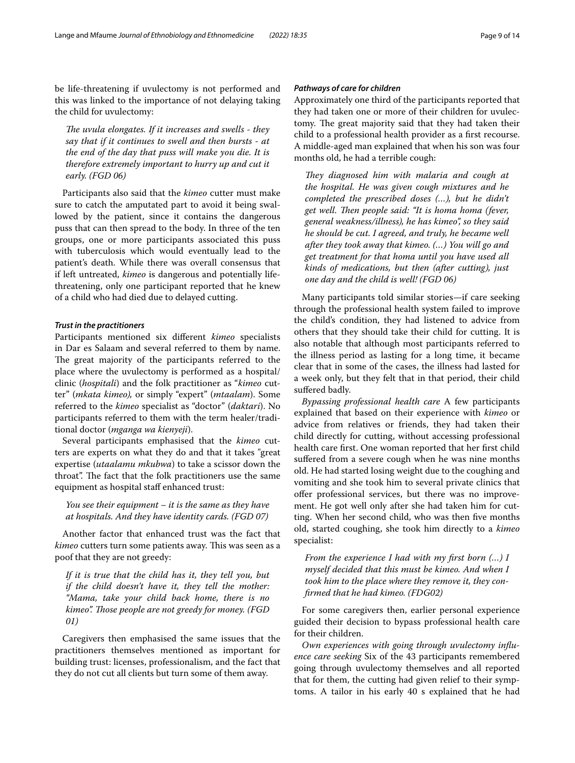be life-threatening if uvulectomy is not performed and this was linked to the importance of not delaying taking the child for uvulectomy:

> *The uvula elongates. If it increases and swells - they say that if it continues to swell and then bursts - at the end of the day that puss will make you die. It is therefore extremely important to hurry up and cut it early. (FGD 06)*

Participants also said that the *kimeo* cutter must make sure to catch the amputated part to avoid it being swallowed by the patient, since it contains the dangerous puss that can then spread to the body. In three of the ten groups, one or more participants associated this puss with tuberculosis which would eventually lead to the patient's death. While there was overall consensus that if left untreated, *kimeo* is dangerous and potentially life-threatening, only one participant reported that he knew of a child who had died due to delayed cutting.

#### *Trust in the practitioners*

Participants mentioned six different *kimeo* specialists in Dar es Salaam and several referred to them by name. The great majority of the participants referred to the place where the uvulectomy is performed as a hospital/clinic (*hospitali*) and the folk practitioner as "*kimeo* cutter" (*mkata kimeo),* or simply "expert" (*mtaalam*). Some referred to the *kimeo* specialist as "doctor" (*daktari*). No participants referred to them with the term healer/traditional doctor (*mganga wa kienyeji*).

Several participants emphasised that the *kimeo* cutters are experts on what they do and that it takes "great expertise (*utaalamu mkubwa*) to take a scissor down the throat". The fact that the folk practitioners use the same equipment as hospital staff enhanced trust:

> *You see their equipment – it is the same as they have at hospitals. And they have identity cards. (FGD 07)*

Another factor that enhanced trust was the fact that *kimeo* cutters turn some patients away. This was seen as a poof that they are not greedy:

> *If it is true that the child has it, they tell you, but if the child doesn't have it, they tell the mother: "Mama, take your child back home, there is no kimeo". Those people are not greedy for money. (FGD 01)*

Caregivers then emphasised the same issues that the practitioners themselves mentioned as important for building trust: licenses, professionalism, and the fact that they do not cut all clients but turn some of them away.

#### *Pathways of care for children*

Approximately one third of the participants reported that they had taken one or more of their children for uvulectomy. The great majority said that they had taken their child to a professional health provider as a first recourse. A middle-aged man explained that when his son was four months old, he had a terrible cough:

> *They diagnosed him with malaria and cough at the hospital. He was given cough mixtures and he completed the prescribed doses (…), but he didn't get well. Then people said: "It is homa homa (fever, general weakness/illness), he has kimeo", so they said he should be cut. I agreed, and truly, he became well after they took away that kimeo. (…) You will go and get treatment for that homa until you have used all kinds of medications, but then (after cutting), just one day and the child is well! (FGD 06)*

Many participants told similar stories—if care seeking through the professional health system failed to improve the child's condition, they had listened to advice from others that they should take their child for cutting. It is also notable that although most participants referred to the illness period as lasting for a long time, it became clear that in some of the cases, the illness had lasted for a week only, but they felt that in that period, their child suffered badly.

*Bypassing professional health care* A few participants explained that based on their experience with *kimeo* or advice from relatives or friends, they had taken their child directly for cutting, without accessing professional health care first. One woman reported that her first child suffered from a severe cough when he was nine months old. He had started losing weight due to the coughing and vomiting and she took him to several private clinics that offer professional services, but there was no improvement. He got well only after she had taken him for cutting. When her second child, who was then five months old, started coughing, she took him directly to a *kimeo* specialist:

> *From the experience I had with my first born (…) I myself decided that this must be kimeo. And when I took him to the place where they remove it, they confirmed that he had kimeo. (FDG02)*

For some caregivers then, earlier personal experience guided their decision to bypass professional health care for their children.

*Own experiences with going through uvulectomy influence care seeking* Six of the 43 participants remembered going through uvulectomy themselves and all reported that for them, the cutting had given relief to their symptoms. A tailor in his early 40 s explained that he had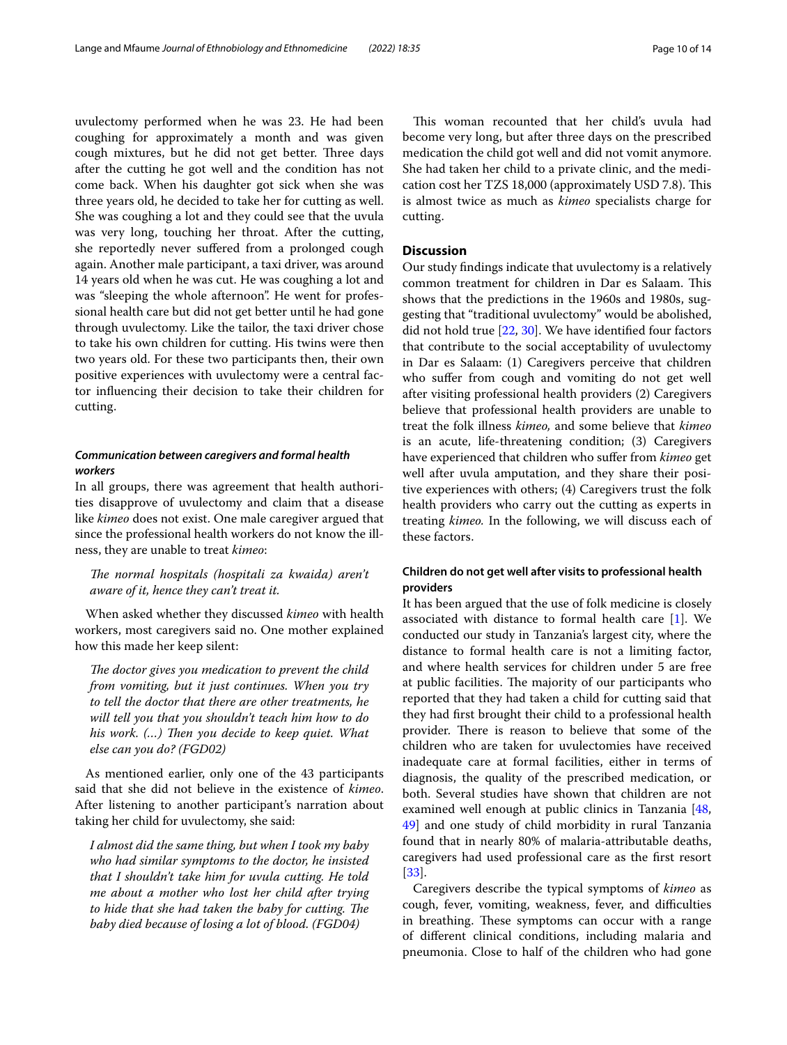uvulectomy performed when he was 23. He had been coughing for approximately a month and was given cough mixtures, but he did not get better. Three days after the cutting he got well and the condition has not come back. When his daughter got sick when she was three years old, he decided to take her for cutting as well. She was coughing a lot and they could see that the uvula was very long, touching her throat. After the cutting, she reportedly never suffered from a prolonged cough again. Another male participant, a taxi driver, was around 14 years old when he was cut. He was coughing a lot and was "sleeping the whole afternoon". He went for professional health care but did not get better until he had gone through uvulectomy. Like the tailor, the taxi driver chose to take his own children for cutting. His twins were then two years old. For these two participants then, their own positive experiences with uvulectomy were a central factor influencing their decision to take their children for cutting.

#### *Communication between caregivers and formal health workers*

In all groups, there was agreement that health authorities disapprove of uvulectomy and claim that a disease like *kimeo* does not exist. One male caregiver argued that since the professional health workers do not know the illness, they are unable to treat *kimeo*:

> *The normal hospitals (hospitali za kwaida) aren't aware of it, hence they can't treat it.*

When asked whether they discussed *kimeo* with health workers, most caregivers said no. One mother explained how this made her keep silent:

> *The doctor gives you medication to prevent the child from vomiting, but it just continues. When you try to tell the doctor that there are other treatments, he will tell you that you shouldn't teach him how to do his work. (…) Then you decide to keep quiet. What else can you do? (FGD02)*

As mentioned earlier, only one of the 43 participants said that she did not believe in the existence of *kimeo*. After listening to another participant's narration about taking her child for uvulectomy, she said:

> *I almost did the same thing, but when I took my baby who had similar symptoms to the doctor, he insisted that I shouldn't take him for uvula cutting. He told me about a mother who lost her child after trying to hide that she had taken the baby for cutting. The baby died because of losing a lot of blood. (FGD04)*

This woman recounted that her child's uvula had become very long, but after three days on the prescribed medication the child got well and did not vomit anymore. She had taken her child to a private clinic, and the medication cost her TZS 18,000 (approximately USD 7.8). This is almost twice as much as *kimeo* specialists charge for cutting.

## Discussion

Our study findings indicate that uvulectomy is a relatively common treatment for children in Dar es Salaam. This shows that the predictions in the 1960s and 1980s, suggesting that "traditional uvulectomy" would be abolished, did not hold true [22, 30]. We have identified four factors that contribute to the social acceptability of uvulectomy in Dar es Salaam: (1) Caregivers perceive that children who suffer from cough and vomiting do not get well after visiting professional health providers (2) Caregivers believe that professional health providers are unable to treat the folk illness *kimeo,* and some believe that *kimeo* is an acute, life-threatening condition; (3) Caregivers have experienced that children who suffer from *kimeo* get well after uvula amputation, and they share their positive experiences with others; (4) Caregivers trust the folk health providers who carry out the cutting as experts in treating *kimeo.* In the following, we will discuss each of these factors.

### Children do not get well after visits to professional health providers

It has been argued that the use of folk medicine is closely associated with distance to formal health care [1]. We conducted our study in Tanzania's largest city, where the distance to formal health care is not a limiting factor, and where health services for children under 5 are free at public facilities. The majority of our participants who reported that they had taken a child for cutting said that they had first brought their child to a professional health provider. There is reason to believe that some of the children who are taken for uvulectomies have received inadequate care at formal facilities, either in terms of diagnosis, the quality of the prescribed medication, or both. Several studies have shown that children are not examined well enough at public clinics in Tanzania [48, 49] and one study of child morbidity in rural Tanzania found that in nearly 80% of malaria-attributable deaths, caregivers had used professional care as the first resort [33].

Caregivers describe the typical symptoms of *kimeo* as cough, fever, vomiting, weakness, fever, and difficulties in breathing. These symptoms can occur with a range of different clinical conditions, including malaria and pneumonia. Close to half of the children who had gone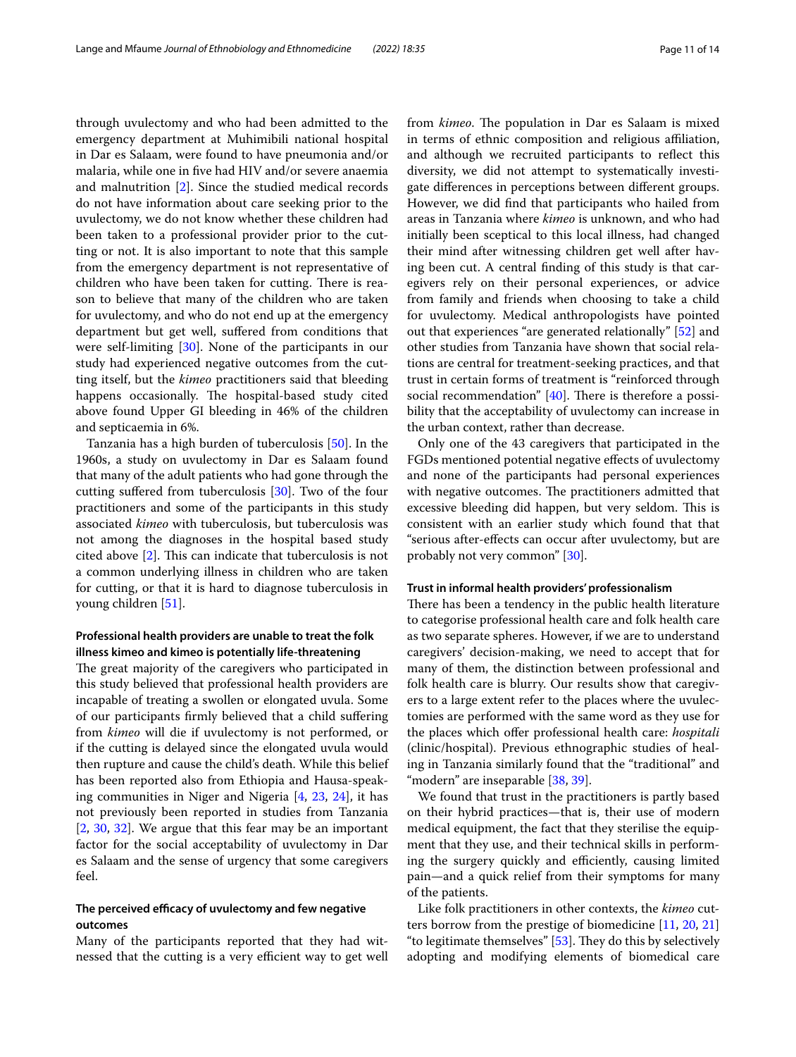through uvulectomy and who had been admitted to the emergency department at Muhimibili national hospital in Dar es Salaam, were found to have pneumonia and/or malaria, while one in five had HIV and/or severe anaemia and malnutrition [2]. Since the studied medical records do not have information about care seeking prior to the uvulectomy, we do not know whether these children had been taken to a professional provider prior to the cutting or not. It is also important to note that this sample from the emergency department is not representative of children who have been taken for cutting. There is reason to believe that many of the children who are taken for uvulectomy, and who do not end up at the emergency department but get well, suffered from conditions that were self-limiting [30]. None of the participants in our study had experienced negative outcomes from the cutting itself, but the *kimeo* practitioners said that bleeding happens occasionally. The hospital-based study cited above found Upper GI bleeding in 46% of the children and septicaemia in 6%.

Tanzania has a high burden of tuberculosis [50]. In the 1960s, a study on uvulectomy in Dar es Salaam found that many of the adult patients who had gone through the cutting suffered from tuberculosis [30]. Two of the four practitioners and some of the participants in this study associated *kimeo* with tuberculosis, but tuberculosis was not among the diagnoses in the hospital based study cited above [2]. This can indicate that tuberculosis is not a common underlying illness in children who are taken for cutting, or that it is hard to diagnose tuberculosis in young children [51].

### Professional health providers are unable to treat the folk illness kimeo and kimeo is potentially life-threatening

The great majority of the caregivers who participated in this study believed that professional health providers are incapable of treating a swollen or elongated uvula. Some of our participants firmly believed that a child suffering from *kimeo* will die if uvulectomy is not performed, or if the cutting is delayed since the elongated uvula would then rupture and cause the child's death. While this belief has been reported also from Ethiopia and Hausa-speaking communities in Niger and Nigeria [4, 23, 24], it has not previously been reported in studies from Tanzania [2, 30, 32]. We argue that this fear may be an important factor for the social acceptability of uvulectomy in Dar es Salaam and the sense of urgency that some caregivers feel.

### The perceived efficacy of uvulectomy and few negative outcomes

Many of the participants reported that they had witnessed that the cutting is a very efficient way to get well from *kimeo*. The population in Dar es Salaam is mixed in terms of ethnic composition and religious affiliation, and although we recruited participants to reflect this diversity, we did not attempt to systematically investigate differences in perceptions between different groups. However, we did find that participants who hailed from areas in Tanzania where *kimeo* is unknown, and who had initially been sceptical to this local illness, had changed their mind after witnessing children get well after having been cut. A central finding of this study is that caregivers rely on their personal experiences, or advice from family and friends when choosing to take a child for uvulectomy. Medical anthropologists have pointed out that experiences "are generated relationally" [52] and other studies from Tanzania have shown that social relations are central for treatment-seeking practices, and that trust in certain forms of treatment is "reinforced through social recommendation" [40]. There is therefore a possibility that the acceptability of uvulectomy can increase in the urban context, rather than decrease.

Only one of the 43 caregivers that participated in the FGDs mentioned potential negative effects of uvulectomy and none of the participants had personal experiences with negative outcomes. The practitioners admitted that excessive bleeding did happen, but very seldom. This is consistent with an earlier study which found that that "serious after-effects can occur after uvulectomy, but are probably not very common" [30].

### Trust in informal health providers' professionalism

There has been a tendency in the public health literature to categorise professional health care and folk health care as two separate spheres. However, if we are to understand caregivers' decision-making, we need to accept that for many of them, the distinction between professional and folk health care is blurry. Our results show that caregivers to a large extent refer to the places where the uvulectomies are performed with the same word as they use for the places which offer professional health care: *hospitali* (clinic/hospital). Previous ethnographic studies of healing in Tanzania similarly found that the "traditional" and "modern" are inseparable [38, 39].

We found that trust in the practitioners is partly based on their hybrid practices—that is, their use of modern medical equipment, the fact that they sterilise the equipment that they use, and their technical skills in performing the surgery quickly and efficiently, causing limited pain—and a quick relief from their symptoms for many of the patients.

Like folk practitioners in other contexts, the *kimeo* cutters borrow from the prestige of biomedicine [11, 20, 21] "to legitimate themselves" [53]. They do this by selectively adopting and modifying elements of biomedical care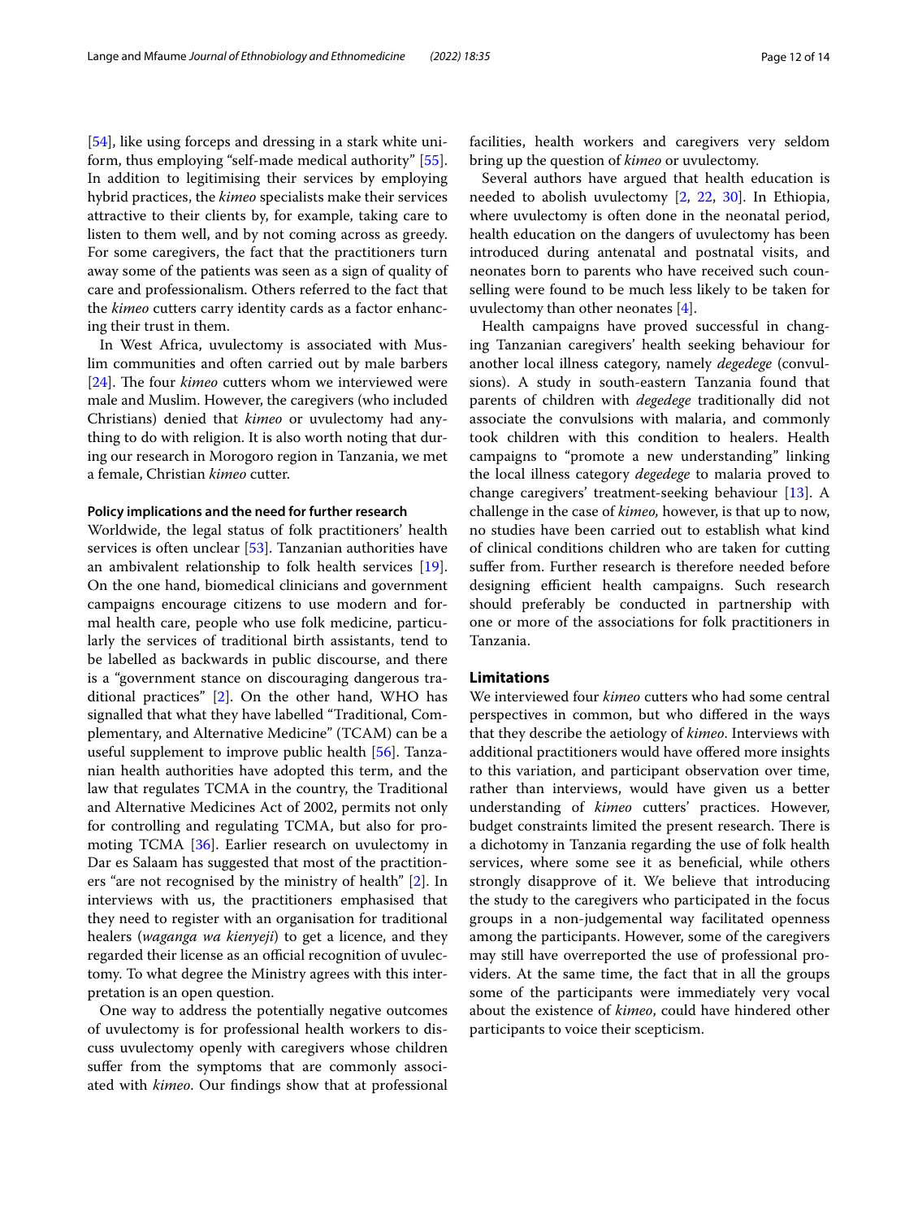[54], like using forceps and dressing in a stark white uniform, thus employing "self-made medical authority" [55]. In addition to legitimising their services by employing hybrid practices, the *kimeo* specialists make their services attractive to their clients by, for example, taking care to listen to them well, and by not coming across as greedy. For some caregivers, the fact that the practitioners turn away some of the patients was seen as a sign of quality of care and professionalism. Others referred to the fact that the *kimeo* cutters carry identity cards as a factor enhancing their trust in them.

In West Africa, uvulectomy is associated with Muslim communities and often carried out by male barbers [24]. The four *kimeo* cutters whom we interviewed were male and Muslim. However, the caregivers (who included Christians) denied that *kimeo* or uvulectomy had anything to do with religion. It is also worth noting that during our research in Morogoro region in Tanzania, we met a female, Christian *kimeo* cutter.

#### Policy implications and the need for further research

Worldwide, the legal status of folk practitioners' health services is often unclear [53]. Tanzanian authorities have an ambivalent relationship to folk health services [19]. On the one hand, biomedical clinicians and government campaigns encourage citizens to use modern and formal health care, people who use folk medicine, particularly the services of traditional birth assistants, tend to be labelled as backwards in public discourse, and there is a "government stance on discouraging dangerous traditional practices" [2]. On the other hand, WHO has signalled that what they have labelled "Traditional, Complementary, and Alternative Medicine" (TCAM) can be a useful supplement to improve public health [56]. Tanzanian health authorities have adopted this term, and the law that regulates TCMA in the country, the Traditional and Alternative Medicines Act of 2002, permits not only for controlling and regulating TCMA, but also for promoting TCMA [36]. Earlier research on uvulectomy in Dar es Salaam has suggested that most of the practitioners "are not recognised by the ministry of health" [2]. In interviews with us, the practitioners emphasised that they need to register with an organisation for traditional healers (*waganga wa kienyeji*) to get a licence, and they regarded their license as an official recognition of uvulectomy. To what degree the Ministry agrees with this interpretation is an open question.

One way to address the potentially negative outcomes of uvulectomy is for professional health workers to discuss uvulectomy openly with caregivers whose children suffer from the symptoms that are commonly associated with *kimeo*. Our findings show that at professional facilities, health workers and caregivers very seldom bring up the question of *kimeo* or uvulectomy.

Several authors have argued that health education is needed to abolish uvulectomy [2, 22, 30]. In Ethiopia, where uvulectomy is often done in the neonatal period, health education on the dangers of uvulectomy has been introduced during antenatal and postnatal visits, and neonates born to parents who have received such counselling were found to be much less likely to be taken for uvulectomy than other neonates [4].

Health campaigns have proved successful in changing Tanzanian caregivers' health seeking behaviour for another local illness category, namely *degedege* (convulsions). A study in south-eastern Tanzania found that parents of children with *degedege* traditionally did not associate the convulsions with malaria, and commonly took children with this condition to healers. Health campaigns to "promote a new understanding" linking the local illness category *degedege* to malaria proved to change caregivers' treatment-seeking behaviour [13]. A challenge in the case of *kimeo,* however, is that up to now, no studies have been carried out to establish what kind of clinical conditions children who are taken for cutting suffer from. Further research is therefore needed before designing efficient health campaigns. Such research should preferably be conducted in partnership with one or more of the associations for folk practitioners in Tanzania.

### Limitations

We interviewed four *kimeo* cutters who had some central perspectives in common, but who differed in the ways that they describe the aetiology of *kimeo*. Interviews with additional practitioners would have offered more insights to this variation, and participant observation over time, rather than interviews, would have given us a better understanding of *kimeo* cutters' practices. However, budget constraints limited the present research. There is a dichotomy in Tanzania regarding the use of folk health services, where some see it as beneficial, while others strongly disapprove of it. We believe that introducing the study to the caregivers who participated in the focus groups in a non-judgemental way facilitated openness among the participants. However, some of the caregivers may still have overreported the use of professional providers. At the same time, the fact that in all the groups some of the participants were immediately very vocal about the existence of *kimeo*, could have hindered other participants to voice their scepticism.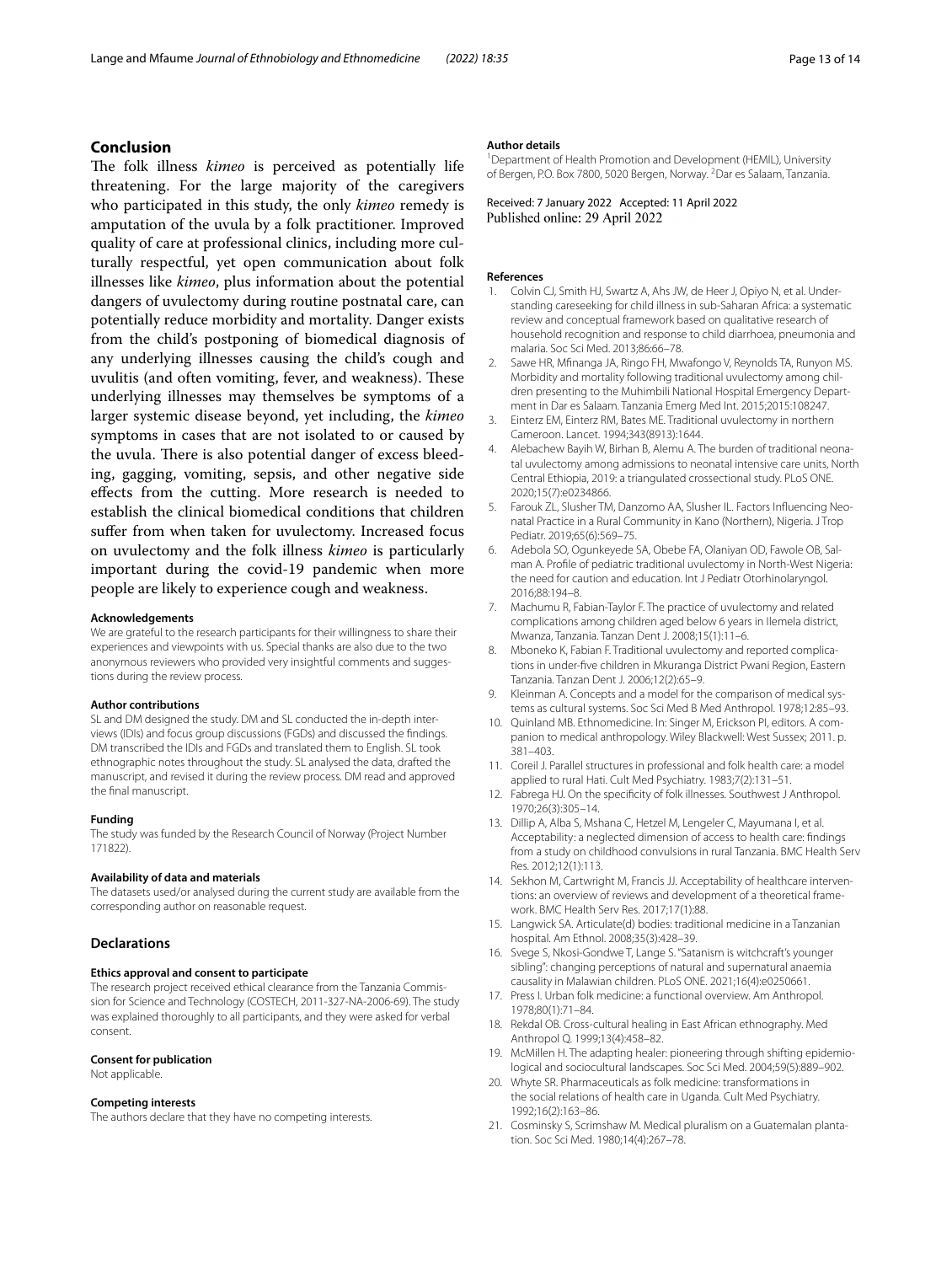## Conclusion

The folk illness *kimeo* is perceived as potentially life threatening. For the large majority of the caregivers who participated in this study, the only *kimeo* remedy is amputation of the uvula by a folk practitioner. Improved quality of care at professional clinics, including more culturally respectful, yet open communication about folk illnesses like *kimeo*, plus information about the potential dangers of uvulectomy during routine postnatal care, can potentially reduce morbidity and mortality. Danger exists from the child's postponing of biomedical diagnosis of any underlying illnesses causing the child's cough and uvulitis (and often vomiting, fever, and weakness). These underlying illnesses may themselves be symptoms of a larger systemic disease beyond, yet including, the *kimeo* symptoms in cases that are not isolated to or caused by the uvula. There is also potential danger of excess bleeding, gagging, vomiting, sepsis, and other negative side effects from the cutting. More research is needed to establish the clinical biomedical conditions that children suffer from when taken for uvulectomy. Increased focus on uvulectomy and the folk illness *kimeo* is particularly important during the covid-19 pandemic when more people are likely to experience cough and weakness.

#### Acknowledgements

We are grateful to the research participants for their willingness to share their experiences and viewpoints with us. Special thanks are also due to the two anonymous reviewers who provided very insightful comments and suggestions during the review process.

#### Author contributions

SL and DM designed the study. DM and SL conducted the in-depth interviews (IDIs) and focus group discussions (FGDs) and discussed the findings. DM transcribed the IDIs and FGDs and translated them to English. SL took ethnographic notes throughout the study. SL analysed the data, drafted the manuscript, and revised it during the review process. DM read and approved the final manuscript.

#### Funding

The study was funded by the Research Council of Norway (Project Number 171822).

#### Availability of data and materials

The datasets used/or analysed during the current study are available from the corresponding author on reasonable request.

## Declarations

#### Ethics approval and consent to participate

The research project received ethical clearance from the Tanzania Commission for Science and Technology (COSTECH, 2011-327-NA-2006-69). The study was explained thoroughly to all participants, and they were asked for verbal consent.

#### Consent for publication

Not applicable.

#### Competing interests

The authors declare that they have no competing interests.

#### Author details

[1]Department of Health Promotion and Development (HEMIL), University of Bergen, P.O. Box 7800, 5020 Bergen, Norway. [2]Dar es Salaam, Tanzania.

Received: 7 January 2022 Accepted: 11 April 2022
Published online: 29 April 2022

#### References

1. Colvin CJ, Smith HJ, Swartz A, Ahs JW, de Heer J, Opiyo N, et al. Understanding careseeking for child illness in sub-Saharan Africa: a systematic review and conceptual framework based on qualitative research of household recognition and response to child diarrhoea, pneumonia and malaria. Soc Sci Med. 2013;86:66–78.
2. Sawe HR, Mfinanga JA, Ringo FH, Mwafongo V, Reynolds TA, Runyon MS. Morbidity and mortality following traditional uvulectomy among children presenting to the Muhimbili National Hospital Emergency Department in Dar es Salaam. Tanzania Emerg Med Int. 2015;2015:108247.
3. Einterz EM, Einterz RM, Bates ME. Traditional uvulectomy in northern Cameroon. Lancet. 1994;343(8913):1644.
4. Alebachew Bayih W, Birhan B, Alemu A. The burden of traditional neonatal uvulectomy among admissions to neonatal intensive care units, North Central Ethiopia, 2019: a triangulated crossectional study. PLoS ONE. 2020;15(7):e0234866.
5. Farouk ZL, Slusher TM, Danzomo AA, Slusher IL. Factors Influencing Neonatal Practice in a Rural Community in Kano (Northern), Nigeria. J Trop Pediatr. 2019;65(6):569–75.
6. Adebola SO, Ogunkeyede SA, Obebe FA, Olaniyan OD, Fawole OB, Salman A. Profile of pediatric traditional uvulectomy in North-West Nigeria: the need for caution and education. Int J Pediatr Otorhinolaryngol. 2016;88:194–8.
7. Machumu R, Fabian-Taylor F. The practice of uvulectomy and related complications among children aged below 6 years in Ilemela district, Mwanza, Tanzania. Tanzan Dent J. 2008;15(1):11–6.
8. Mboneko K, Fabian F. Traditional uvulectomy and reported complications in under-five children in Mkuranga District Pwani Region, Eastern Tanzania. Tanzan Dent J. 2006;12(2):65–9.
9. Kleinman A. Concepts and a model for the comparison of medical systems as cultural systems. Soc Sci Med B Med Anthropol. 1978;12:85–93.
10. Quinland MB. Ethnomedicine. In: Singer M, Erickson PI, editors. A companion to medical anthropology. Wiley Blackwell: West Sussex; 2011. p. 381–403.
11. Coreil J. Parallel structures in professional and folk health care: a model applied to rural Hati. Cult Med Psychiatry. 1983;7(2):131–51.
12. Fabrega HJ. On the specificity of folk illnesses. Southwest J Anthropol. 1970;26(3):305–14.
13. Dillip A, Alba S, Mshana C, Hetzel M, Lengeler C, Mayumana I, et al. Acceptability: a neglected dimension of access to health care: findings from a study on childhood convulsions in rural Tanzania. BMC Health Serv Res. 2012;12(1):113.
14. Sekhon M, Cartwright M, Francis JJ. Acceptability of healthcare interventions: an overview of reviews and development of a theoretical framework. BMC Health Serv Res. 2017;17(1):88.
15. Langwick SA. Articulate(d) bodies: traditional medicine in a Tanzanian hospital. Am Ethnol. 2008;35(3):428–39.
16. Svege S, Nkosi-Gondwe T, Lange S. "Satanism is witchcraft's younger sibling": changing perceptions of natural and supernatural anaemia causality in Malawian children. PLoS ONE. 2021;16(4):e0250661.
17. Press I. Urban folk medicine: a functional overview. Am Anthropol. 1978;80(1):71–84.
18. Rekdal OB. Cross-cultural healing in East African ethnography. Med Anthropol Q. 1999;13(4):458–82.
19. McMillen H. The adapting healer: pioneering through shifting epidemiological and sociocultural landscapes. Soc Sci Med. 2004;59(5):889–902.
20. Whyte SR. Pharmaceuticals as folk medicine: transformations in the social relations of health care in Uganda. Cult Med Psychiatry. 1992;16(2):163–86.
21. Cosminsky S, Scrimshaw M. Medical pluralism on a Guatemalan plantation. Soc Sci Med. 1980;14(4):267–78.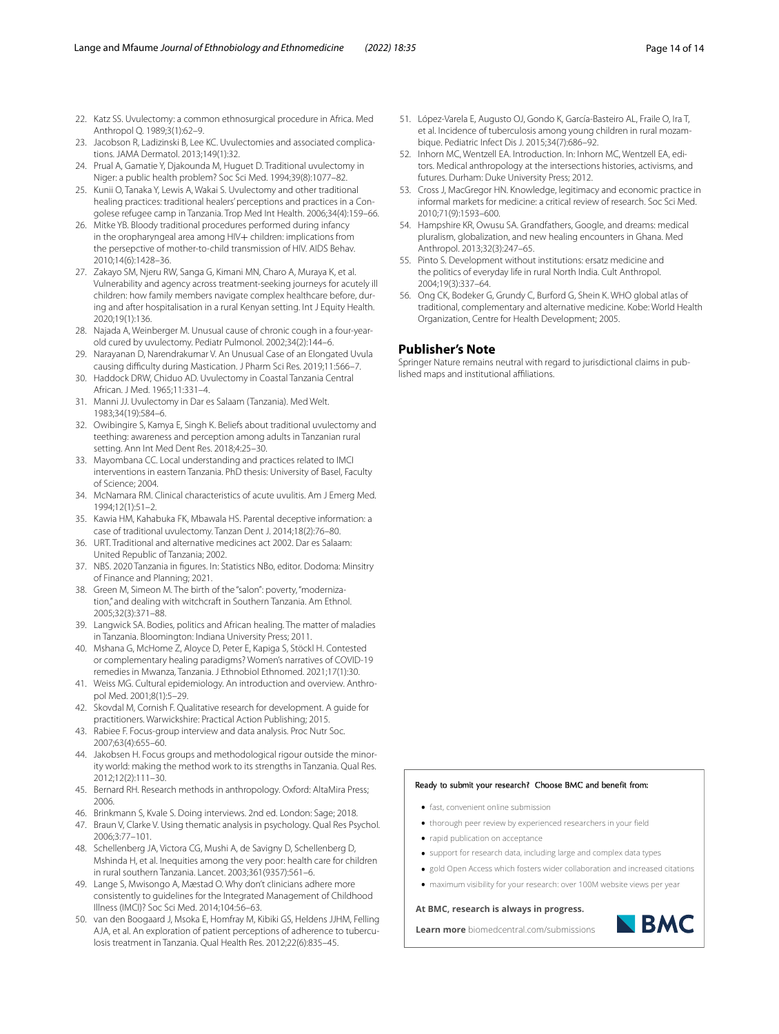22. Katz SS. Uvulectomy: a common ethnosurgical procedure in Africa. Med Anthropol Q. 1989;3(1):62–9.
23. Jacobson R, Ladizinski B, Lee KC. Uvulectomies and associated complications. JAMA Dermatol. 2013;149(1):32.
24. Prual A, Gamatie Y, Djakounda M, Huguet D. Traditional uvulectomy in Niger: a public health problem? Soc Sci Med. 1994;39(8):1077–82.
25. Kunii O, Tanaka Y, Lewis A, Wakai S. Uvulectomy and other traditional healing practices: traditional healers' perceptions and practices in a Congolese refugee camp in Tanzania. Trop Med Int Health. 2006;34(4):159–66.
26. Mitke YB. Bloody traditional procedures performed during infancy in the oropharyngeal area among HIV+ children: implications from the persepctive of mother-to-child transmission of HIV. AIDS Behav. 2010;14(6):1428–36.
27. Zakayo SM, Njeru RW, Sanga G, Kimani MN, Charo A, Muraya K, et al. Vulnerability and agency across treatment-seeking journeys for acutely ill children: how family members navigate complex healthcare before, during and after hospitalisation in a rural Kenyan setting. Int J Equity Health. 2020;19(1):136.
28. Najada A, Weinberger M. Unusual cause of chronic cough in a four-year-old cured by uvulectomy. Pediatr Pulmonol. 2002;34(2):144–6.
29. Narayanan D, Narendrakumar V. An Unusual Case of an Elongated Uvula causing difficulty during Mastication. J Pharm Sci Res. 2019;11:566–7.
30. Haddock DRW, Chiduo AD. Uvulectomy in Coastal Tanzania Central African. J Med. 1965;11:331–4.
31. Manni JJ. Uvulectomy in Dar es Salaam (Tanzania). Med Welt. 1983;34(19):584–6.
32. Owibingire S, Kamya E, Singh K. Beliefs about traditional uvulectomy and teething: awareness and perception among adults in Tanzanian rural setting. Ann Int Med Dent Res. 2018;4:25–30.
33. Mayombana CC. Local understanding and practices related to IMCI interventions in eastern Tanzania. PhD thesis: University of Basel, Faculty of Science; 2004.
34. McNamara RM. Clinical characteristics of acute uvulitis. Am J Emerg Med. 1994;12(1):51–2.
35. Kawia HM, Kahabuka FK, Mbawala HS. Parental deceptive information: a case of traditional uvulectomy. Tanzan Dent J. 2014;18(2):76–80.
36. URT. Traditional and alternative medicines act 2002. Dar es Salaam: United Republic of Tanzania; 2002.
37. NBS. 2020 Tanzania in figures. In: Statistics NBo, editor. Dodoma: Minsitry of Finance and Planning; 2021.
38. Green M, Simeon M. The birth of the "salon": poverty, "modernization," and dealing with witchcraft in Southern Tanzania. Am Ethnol. 2005;32(3):371–88.
39. Langwick SA. Bodies, politics and African healing. The matter of maladies in Tanzania. Bloomington: Indiana University Press; 2011.
40. Mshana G, McHome Z, Aloyce D, Peter E, Kapiga S, Stöckl H. Contested or complementary healing paradigms? Women's narratives of COVID-19 remedies in Mwanza, Tanzania. J Ethnobiol Ethnomed. 2021;17(1):30.
41. Weiss MG. Cultural epidemiology. An introduction and overview. Anthropol Med. 2001;8(1):5–29.
42. Skovdal M, Cornish F. Qualitative research for development. A guide for practitioners. Warwickshire: Practical Action Publishing; 2015.
43. Rabiee F. Focus-group interview and data analysis. Proc Nutr Soc. 2007;63(4):655–60.
44. Jakobsen H. Focus groups and methodological rigour outside the minority world: making the method work to its strengths in Tanzania. Qual Res. 2012;12(2):111–30.
45. Bernard RH. Research methods in anthropology. Oxford: AltaMira Press; 2006.
46. Brinkmann S, Kvale S. Doing interviews. 2nd ed. London: Sage; 2018.
47. Braun V, Clarke V. Using thematic analysis in psychology. Qual Res Psychol. 2006;3:77–101.
48. Schellenberg JA, Victora CG, Mushi A, de Savigny D, Schellenberg D, Mshinda H, et al. Inequities among the very poor: health care for children in rural southern Tanzania. Lancet. 2003;361(9357):561–6.
49. Lange S, Mwisongo A, Mæstad O. Why don't clinicians adhere more consistently to guidelines for the Integrated Management of Childhood Illness (IMCI)? Soc Sci Med. 2014;104:56–63.
50. van den Boogaard J, Msoka E, Homfray M, Kibiki GS, Heldens JJHM, Felling AJA, et al. An exploration of patient perceptions of adherence to tuberculosis treatment in Tanzania. Qual Health Res. 2012;22(6):835–45.
51. López-Varela E, Augusto OJ, Gondo K, García-Basteiro AL, Fraile O, Ira T, et al. Incidence of tuberculosis among young children in rural mozambique. Pediatric Infect Dis J. 2015;34(7):686–92.
52. Inhorn MC, Wentzell EA. Introduction. In: Inhorn MC, Wentzell EA, editors. Medical anthropology at the intersections histories, activisms, and futures. Durham: Duke University Press; 2012.
53. Cross J, MacGregor HN. Knowledge, legitimacy and economic practice in informal markets for medicine: a critical review of research. Soc Sci Med. 2010;71(9):1593–600.
54. Hampshire KR, Owusu SA. Grandfathers, Google, and dreams: medical pluralism, globalization, and new healing encounters in Ghana. Med Anthropol. 2013;32(3):247–65.
55. Pinto S. Development without institutions: ersatz medicine and the politics of everyday life in rural North India. Cult Anthropol. 2004;19(3):337–64.
56. Ong CK, Bodeker G, Grundy C, Burford G, Shein K. WHO global atlas of traditional, complementary and alternative medicine. Kobe: World Health Organization, Centre for Health Development; 2005.

## Publisher's Note

Springer Nature remains neutral with regard to jurisdictional claims in published maps and institutional affiliations.

Ready to submit your research? Choose BMC and benefit from:

- fast, convenient online submission
- thorough peer review by experienced researchers in your field
- rapid publication on acceptance
- support for research data, including large and complex data types
- gold Open Access which fosters wider collaboration and increased citations
- maximum visibility for your research: over 100M website views per year

**At BMC, research is always in progress.**

**Learn more** biomedcentral.com/submissions

BMC